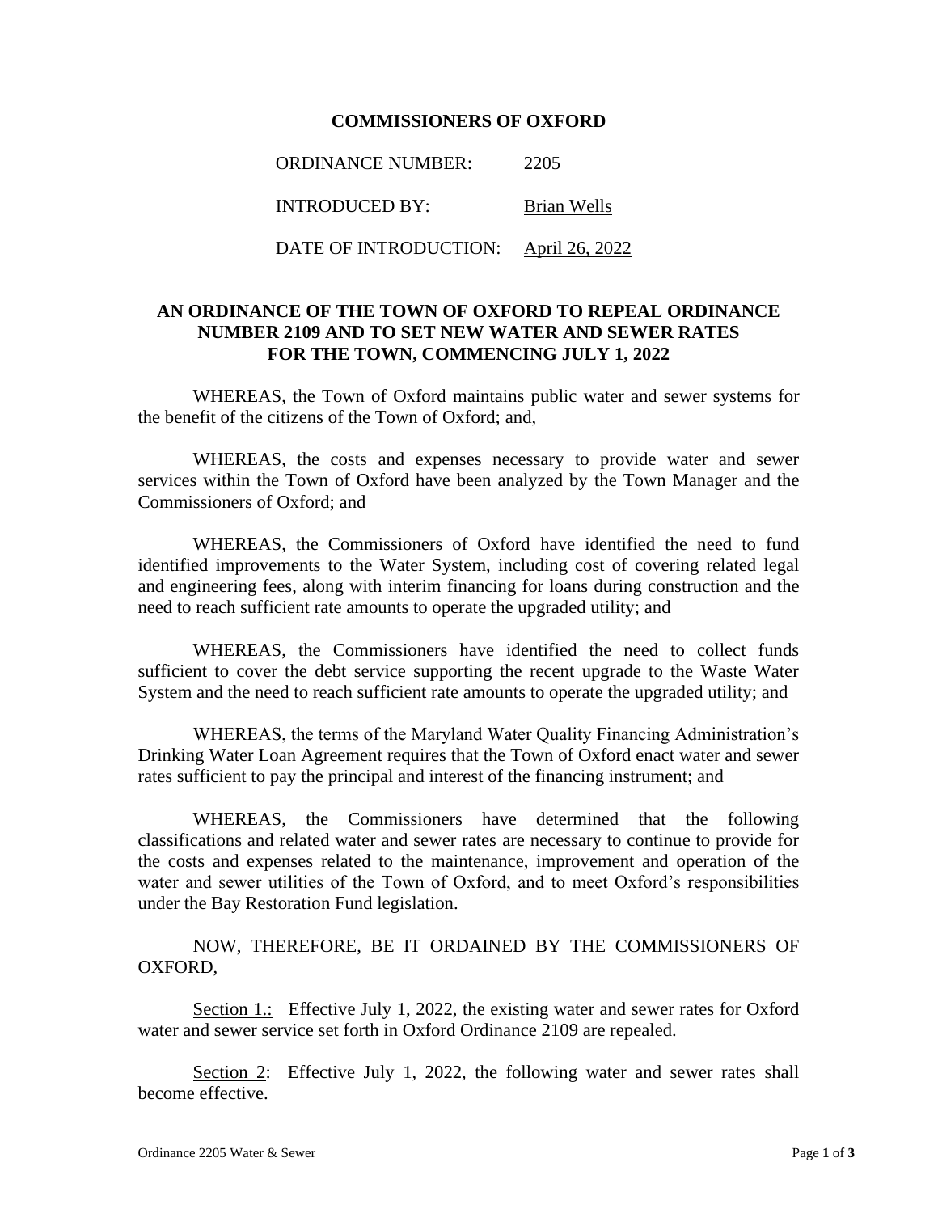# COMMISSIONERS OF OXFORD

ORDINANCE NUMBER: 2205

INTRODUCED BY: Brian Wells

DATE OF INTRODUCTION: April 26, 2022

## AN ORDINANCE OF THE TOWN OF OXFORD TO REPEAL ORDINANCE NUMBER 2109 AND TO SET NEW WATER AND SEWER RATES FOR THE TOWN, COMMENCING JULY 1, 2022

WHEREAS, the Town of Oxford maintains public water and sewer systems for the benefit of the citizens of the Town of Oxford; and,

WHEREAS, the costs and expenses necessary to provide water and sewer services within the Town of Oxford have been analyzed by the Town Manager and the Commissioners of Oxford; and

WHEREAS, the Commissioners of Oxford have identified the need to fund identified improvements to the Water System, including cost of covering related legal and engineering fees, along with interim financing for loans during construction and the need to reach sufficient rate amounts to operate the upgraded utility; and

WHEREAS, the Commissioners have identified the need to collect funds sufficient to cover the debt service supporting the recent upgrade to the Waste Water System and the need to reach sufficient rate amounts to operate the upgraded utility; and

WHEREAS, the terms of the Maryland Water Quality Financing Administration's Drinking Water Loan Agreement requires that the Town of Oxford enact water and sewer rates sufficient to pay the principal and interest of the financing instrument; and

WHEREAS, the Commissioners have determined that the following classifications and related water and sewer rates are necessary to continue to provide for the costs and expenses related to the maintenance, improvement and operation of the water and sewer utilities of the Town of Oxford, and to meet Oxford's responsibilities under the Bay Restoration Fund legislation.

NOW, THEREFORE, BE IT ORDAINED BY THE COMMISSIONERS OF OXFORD,

Section 1.: Effective July 1, 2022, the existing water and sewer rates for Oxford water and sewer service set forth in Oxford Ordinance 2109 are repealed.

Section 2: Effective July 1, 2022, the following water and sewer rates shall become effective.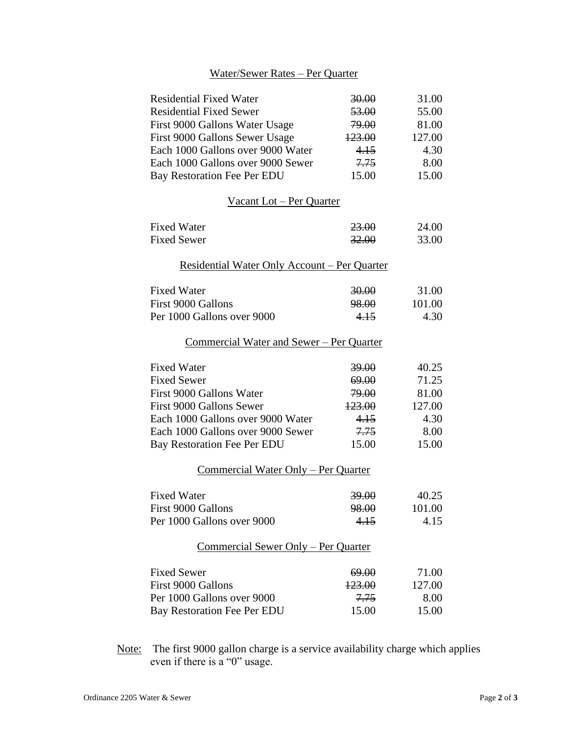Water/Sewer Rates – Per Quarter

| | | |
|---|---|---|
| Residential Fixed Water | ~~30.00~~ | 31.00 |
| Residential Fixed Sewer | ~~53.00~~ | 55.00 |
| First 9000 Gallons Water Usage | ~~79.00~~ | 81.00 |
| First 9000 Gallons Sewer Usage | ~~123.00~~ | 127.00 |
| Each 1000 Gallons over 9000 Water | ~~4.15~~ | 4.30 |
| Each 1000 Gallons over 9000 Sewer | ~~7.75~~ | 8.00 |
| Bay Restoration Fee Per EDU | 15.00 | 15.00 |

Vacant Lot – Per Quarter

| | | |
|---|---|---|
| Fixed Water | ~~23.00~~ | 24.00 |
| Fixed Sewer | ~~32.00~~ | 33.00 |

Residential Water Only Account – Per Quarter

| | | |
|---|---|---|
| Fixed Water | ~~30.00~~ | 31.00 |
| First 9000 Gallons | ~~98.00~~ | 101.00 |
| Per 1000 Gallons over 9000 | ~~4.15~~ | 4.30 |

Commercial Water and Sewer – Per Quarter

| | | |
|---|---|---|
| Fixed Water | ~~39.00~~ | 40.25 |
| Fixed Sewer | ~~69.00~~ | 71.25 |
| First 9000 Gallons Water | ~~79.00~~ | 81.00 |
| First 9000 Gallons Sewer | ~~123.00~~ | 127.00 |
| Each 1000 Gallons over 9000 Water | ~~4.15~~ | 4.30 |
| Each 1000 Gallons over 9000 Sewer | ~~7.75~~ | 8.00 |
| Bay Restoration Fee Per EDU | 15.00 | 15.00 |

Commercial Water Only – Per Quarter

| | | |
|---|---|---|
| Fixed Water | ~~39.00~~ | 40.25 |
| First 9000 Gallons | ~~98.00~~ | 101.00 |
| Per 1000 Gallons over 9000 | ~~4.15~~ | 4.15 |

Commercial Sewer Only – Per Quarter

| | | |
|---|---|---|
| Fixed Sewer | ~~69.00~~ | 71.00 |
| First 9000 Gallons | ~~123.00~~ | 127.00 |
| Per 1000 Gallons over 9000 | ~~7.75~~ | 8.00 |
| Bay Restoration Fee Per EDU | 15.00 | 15.00 |

Note: The first 9000 gallon charge is a service availability charge which applies even if there is a "0" usage.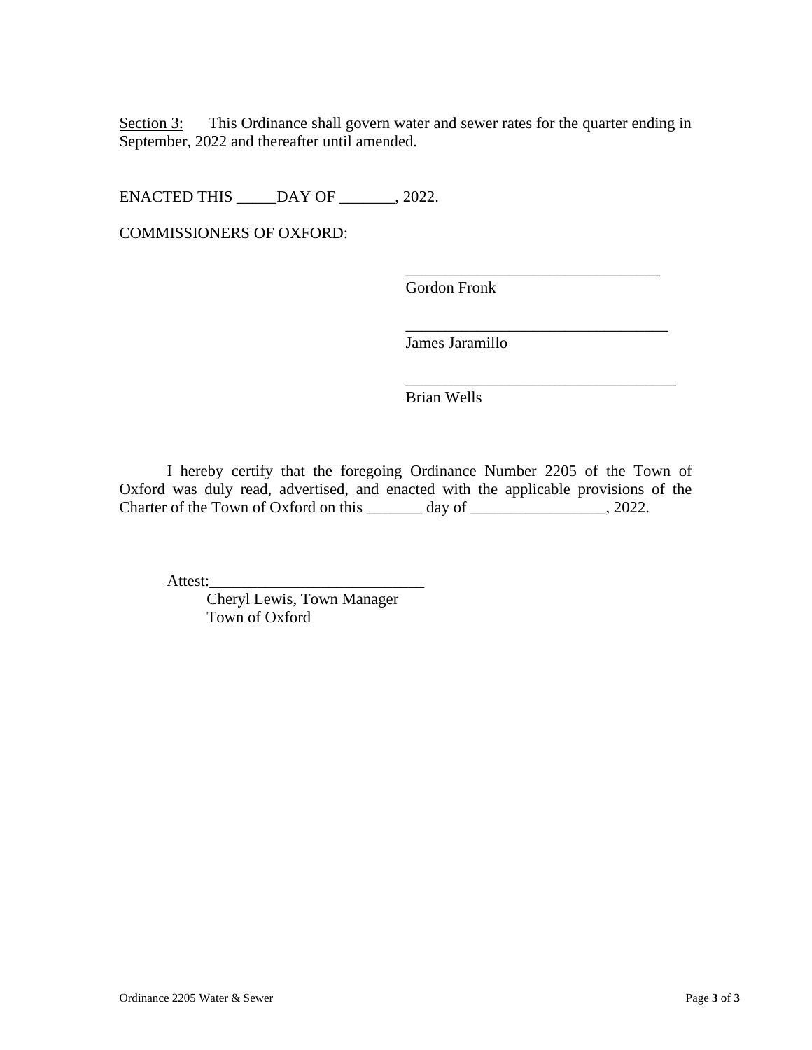Section 3: This Ordinance shall govern water and sewer rates for the quarter ending in September, 2022 and thereafter until amended.

ENACTED THIS _____DAY OF _______, 2022.

COMMISSIONERS OF OXFORD:

________________________________
Gordon Fronk

________________________________
James Jaramillo

________________________________
Brian Wells

I hereby certify that the foregoing Ordinance Number 2205 of the Town of Oxford was duly read, advertised, and enacted with the applicable provisions of the Charter of the Town of Oxford on this _______ day of _________________, 2022.

Attest:___________________________
Cheryl Lewis, Town Manager
Town of Oxford